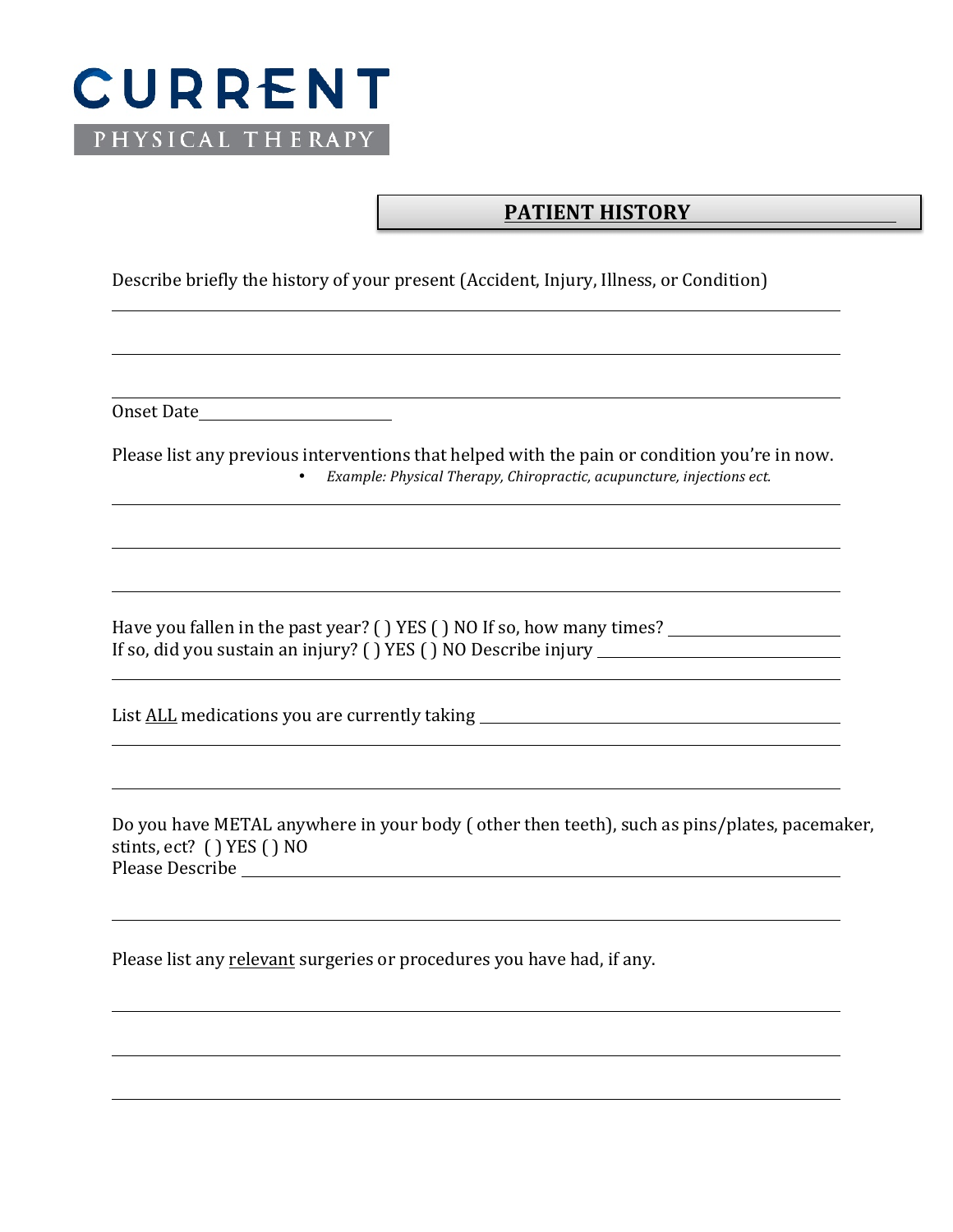# CURRENT

PHYSICAL THERAPY

## PATIENT HISTORY

Describe briefly the history of your present (Accident, Injury, Illness, or Condition)

\_\_\_\_\_\_\_\_\_\_\_\_\_\_\_\_\_\_\_\_\_\_\_\_\_\_\_\_\_\_\_\_\_\_\_\_\_\_\_\_\_\_\_\_\_\_\_\_\_\_\_\_\_\_\_\_\_\_\_\_

\_\_\_\_\_\_\_\_\_\_\_\_\_\_\_\_\_\_\_\_\_\_\_\_\_\_\_\_\_\_\_\_\_\_\_\_\_\_\_\_\_\_\_\_\_\_\_\_\_\_\_\_\_\_\_\_\_\_\_\_

\_\_\_\_\_\_\_\_\_\_\_\_\_\_\_\_\_\_\_\_\_\_\_\_\_\_\_\_\_\_\_\_\_\_\_\_\_\_\_\_\_\_\_\_\_\_\_\_\_\_\_\_\_\_\_\_\_\_\_\_

Onset Date \_\_\_\_\_\_\_\_\_\_\_\_\_\_\_\_\_\_\_\_

Please list any previous interventions that helped with the pain or condition you're in now.

- *Example: Physical Therapy, Chiropractic, acupuncture, injections ect.*

\_\_\_\_\_\_\_\_\_\_\_\_\_\_\_\_\_\_\_\_\_\_\_\_\_\_\_\_\_\_\_\_\_\_\_\_\_\_\_\_\_\_\_\_\_\_\_\_\_\_\_\_\_\_\_\_\_\_\_\_

\_\_\_\_\_\_\_\_\_\_\_\_\_\_\_\_\_\_\_\_\_\_\_\_\_\_\_\_\_\_\_\_\_\_\_\_\_\_\_\_\_\_\_\_\_\_\_\_\_\_\_\_\_\_\_\_\_\_\_\_

\_\_\_\_\_\_\_\_\_\_\_\_\_\_\_\_\_\_\_\_\_\_\_\_\_\_\_\_\_\_\_\_\_\_\_\_\_\_\_\_\_\_\_\_\_\_\_\_\_\_\_\_\_\_\_\_\_\_\_\_

Have you fallen in the past year? ( ) YES ( ) NO If so, how many times? \_\_\_\_\_\_\_\_\_\_\_\_\_\_\_\_
If so, did you sustain an injury? ( ) YES ( ) NO Describe injury \_\_\_\_\_\_\_\_\_\_\_\_\_\_\_\_\_\_\_\_\_\_\_\_

\_\_\_\_\_\_\_\_\_\_\_\_\_\_\_\_\_\_\_\_\_\_\_\_\_\_\_\_\_\_\_\_\_\_\_\_\_\_\_\_\_\_\_\_\_\_\_\_\_\_\_\_\_\_\_\_\_\_\_\_

List <u>ALL</u> medications you are currently taking \_\_\_\_\_\_\_\_\_\_\_\_\_\_\_\_\_\_\_\_\_\_\_\_\_\_\_\_\_\_\_\_\_\_\_\_

\_\_\_\_\_\_\_\_\_\_\_\_\_\_\_\_\_\_\_\_\_\_\_\_\_\_\_\_\_\_\_\_\_\_\_\_\_\_\_\_\_\_\_\_\_\_\_\_\_\_\_\_\_\_\_\_\_\_\_\_

\_\_\_\_\_\_\_\_\_\_\_\_\_\_\_\_\_\_\_\_\_\_\_\_\_\_\_\_\_\_\_\_\_\_\_\_\_\_\_\_\_\_\_\_\_\_\_\_\_\_\_\_\_\_\_\_\_\_\_\_

Do you have METAL anywhere in your body ( other then teeth), such as pins/plates, pacemaker, stints, ect? ( ) YES ( ) NO
Please Describe \_\_\_\_\_\_\_\_\_\_\_\_\_\_\_\_\_\_\_\_\_\_\_\_\_\_\_\_\_\_\_\_\_\_\_\_\_\_\_\_\_\_\_\_\_\_\_\_\_\_\_\_\_\_

\_\_\_\_\_\_\_\_\_\_\_\_\_\_\_\_\_\_\_\_\_\_\_\_\_\_\_\_\_\_\_\_\_\_\_\_\_\_\_\_\_\_\_\_\_\_\_\_\_\_\_\_\_\_\_\_\_\_\_\_

Please list any <u>relevant</u> surgeries or procedures you have had, if any.

\_\_\_\_\_\_\_\_\_\_\_\_\_\_\_\_\_\_\_\_\_\_\_\_\_\_\_\_\_\_\_\_\_\_\_\_\_\_\_\_\_\_\_\_\_\_\_\_\_\_\_\_\_\_\_\_\_\_\_\_

\_\_\_\_\_\_\_\_\_\_\_\_\_\_\_\_\_\_\_\_\_\_\_\_\_\_\_\_\_\_\_\_\_\_\_\_\_\_\_\_\_\_\_\_\_\_\_\_\_\_\_\_\_\_\_\_\_\_\_\_

\_\_\_\_\_\_\_\_\_\_\_\_\_\_\_\_\_\_\_\_\_\_\_\_\_\_\_\_\_\_\_\_\_\_\_\_\_\_\_\_\_\_\_\_\_\_\_\_\_\_\_\_\_\_\_\_\_\_\_\_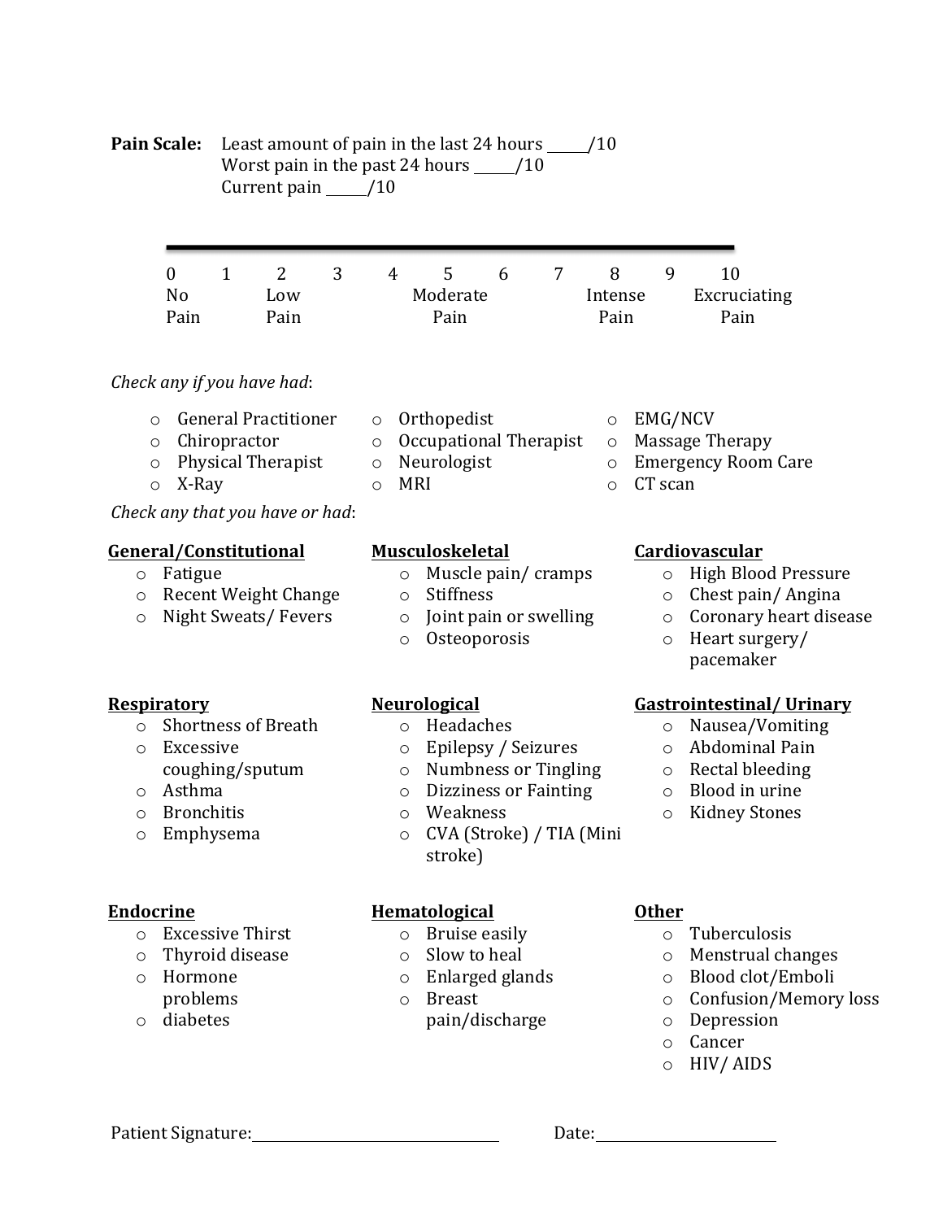**Pain Scale:** Least amount of pain in the last 24 hours _____/10
Worst pain in the past 24 hours _____/10
Current pain _____/10

0 No Pain — 1 — 2 Low Pain — 3 — 4 — 5 Moderate Pain — 6 — 7 — 8 Intense Pain — 9 — 10 Excruciating Pain

*Check any if you have had*:

- General Practitioner
- Chiropractor
- Physical Therapist
- X-Ray
- Orthopedist
- Occupational Therapist
- Neurologist
- MRI
- EMG/NCV
- Massage Therapy
- Emergency Room Care
- CT scan

*Check any that you have or had*:

**General/Constitutional**

- Fatigue
- Recent Weight Change
- Night Sweats/ Fevers

**Musculoskeletal**

- Muscle pain/ cramps
- Stiffness
- Joint pain or swelling
- Osteoporosis

**Cardiovascular**

- High Blood Pressure
- Chest pain/ Angina
- Coronary heart disease
- Heart surgery/ pacemaker

**Respiratory**

- Shortness of Breath
- Excessive coughing/sputum
- Asthma
- Bronchitis
- Emphysema

**Neurological**

- Headaches
- Epilepsy / Seizures
- Numbness or Tingling
- Dizziness or Fainting
- Weakness
- CVA (Stroke) / TIA (Mini stroke)

**Gastrointestinal/ Urinary**

- Nausea/Vomiting
- Abdominal Pain
- Rectal bleeding
- Blood in urine
- Kidney Stones

**Endocrine**

- Excessive Thirst
- Thyroid disease
- Hormone problems
- diabetes

**Hematological**

- Bruise easily
- Slow to heal
- Enlarged glands
- Breast pain/discharge

**Other**

- Tuberculosis
- Menstrual changes
- Blood clot/Emboli
- Confusion/Memory loss
- Depression
- Cancer
- HIV/ AIDS

Patient Signature:______________________________ Date:____________________